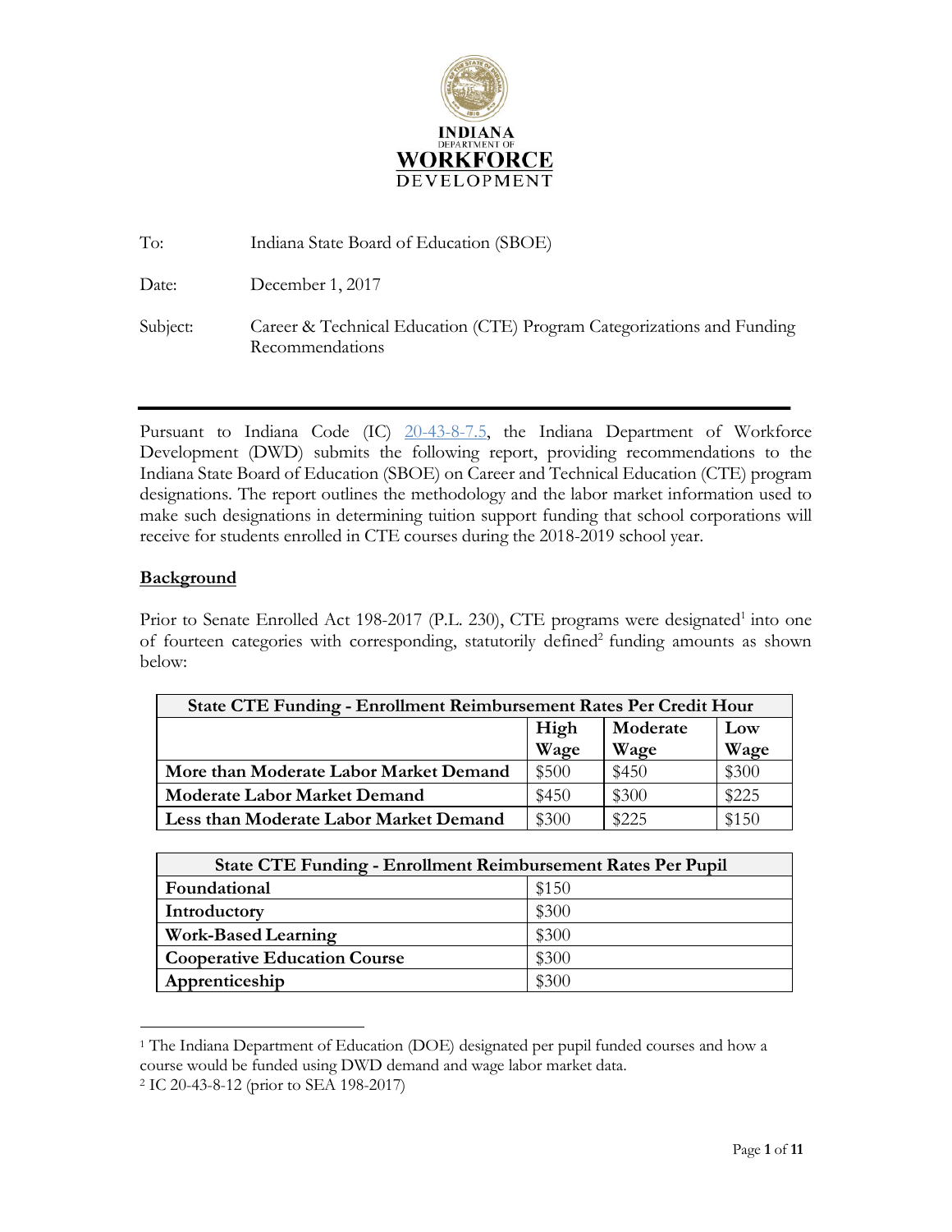**INDIANA**
DEPARTMENT OF
**WORKFORCE**
DEVELOPMENT

To: Indiana State Board of Education (SBOE)

Date: December 1, 2017

Subject: Career & Technical Education (CTE) Program Categorizations and Funding Recommendations

---

Pursuant to Indiana Code (IC) [20-43-8-7.5](20-43-8-7.5), the Indiana Department of Workforce Development (DWD) submits the following report, providing recommendations to the Indiana State Board of Education (SBOE) on Career and Technical Education (CTE) program designations. The report outlines the methodology and the labor market information used to make such designations in determining tuition support funding that school corporations will receive for students enrolled in CTE courses during the 2018-2019 school year.

## Background

Prior to Senate Enrolled Act 198-2017 (P.L. 230), CTE programs were designated[1] into one of fourteen categories with corresponding, statutorily defined[2] funding amounts as shown below:

| State CTE Funding - Enrollment Reimbursement Rates Per Credit Hour | | | |
|---|---|---|---|
| | **High Wage** | **Moderate Wage** | **Low Wage** |
| **More than Moderate Labor Market Demand** | $500 | $450 | $300 |
| **Moderate Labor Market Demand** | $450 | $300 | $225 |
| **Less than Moderate Labor Market Demand** | $300 | $225 | $150 |

| State CTE Funding - Enrollment Reimbursement Rates Per Pupil | |
|---|---|
| **Foundational** | $150 |
| **Introductory** | $300 |
| **Work-Based Learning** | $300 |
| **Cooperative Education Course** | $300 |
| **Apprenticeship** | $300 |

[1] The Indiana Department of Education (DOE) designated per pupil funded courses and how a course would be funded using DWD demand and wage labor market data.

[2] IC 20-43-8-12 (prior to SEA 198-2017)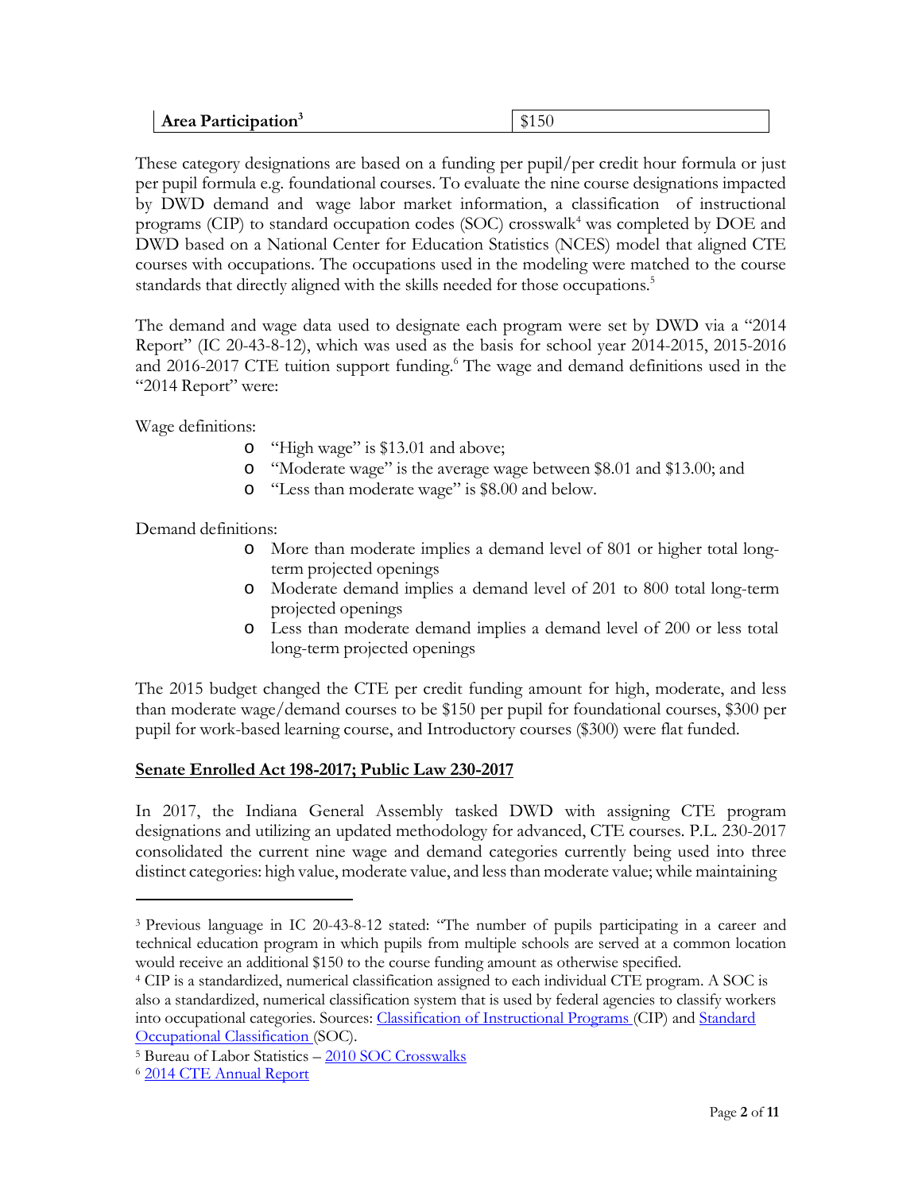| **Area Participation**[3] | $150 |
|---|---|

These category designations are based on a funding per pupil/per credit hour formula or just per pupil formula e.g. foundational courses. To evaluate the nine course designations impacted by DWD demand and wage labor market information, a classification of instructional programs (CIP) to standard occupation codes (SOC) crosswalk[4] was completed by DOE and DWD based on a National Center for Education Statistics (NCES) model that aligned CTE courses with occupations. The occupations used in the modeling were matched to the course standards that directly aligned with the skills needed for those occupations.[5]

The demand and wage data used to designate each program were set by DWD via a "2014 Report" (IC 20-43-8-12), which was used as the basis for school year 2014-2015, 2015-2016 and 2016-2017 CTE tuition support funding.[6] The wage and demand definitions used in the "2014 Report" were:

Wage definitions:

- "High wage" is $13.01 and above;
- "Moderate wage" is the average wage between $8.01 and $13.00; and
- "Less than moderate wage" is $8.00 and below.

Demand definitions:

- More than moderate implies a demand level of 801 or higher total long-term projected openings
- Moderate demand implies a demand level of 201 to 800 total long-term projected openings
- Less than moderate demand implies a demand level of 200 or less total long-term projected openings

The 2015 budget changed the CTE per credit funding amount for high, moderate, and less than moderate wage/demand courses to be $150 per pupil for foundational courses, $300 per pupil for work-based learning course, and Introductory courses ($300) were flat funded.

**Senate Enrolled Act 198-2017; Public Law 230-2017**

In 2017, the Indiana General Assembly tasked DWD with assigning CTE program designations and utilizing an updated methodology for advanced, CTE courses. P.L. 230-2017 consolidated the current nine wage and demand categories currently being used into three distinct categories: high value, moderate value, and less than moderate value; while maintaining

---

[3] Previous language in IC 20-43-8-12 stated: "The number of pupils participating in a career and technical education program in which pupils from multiple schools are served at a common location would receive an additional $150 to the course funding amount as otherwise specified.

[4] CIP is a standardized, numerical classification assigned to each individual CTE program. A SOC is also a standardized, numerical classification system that is used by federal agencies to classify workers into occupational categories. Sources: Classification of Instructional Programs (CIP) and Standard Occupational Classification (SOC).

[5] Bureau of Labor Statistics – 2010 SOC Crosswalks

[6] 2014 CTE Annual Report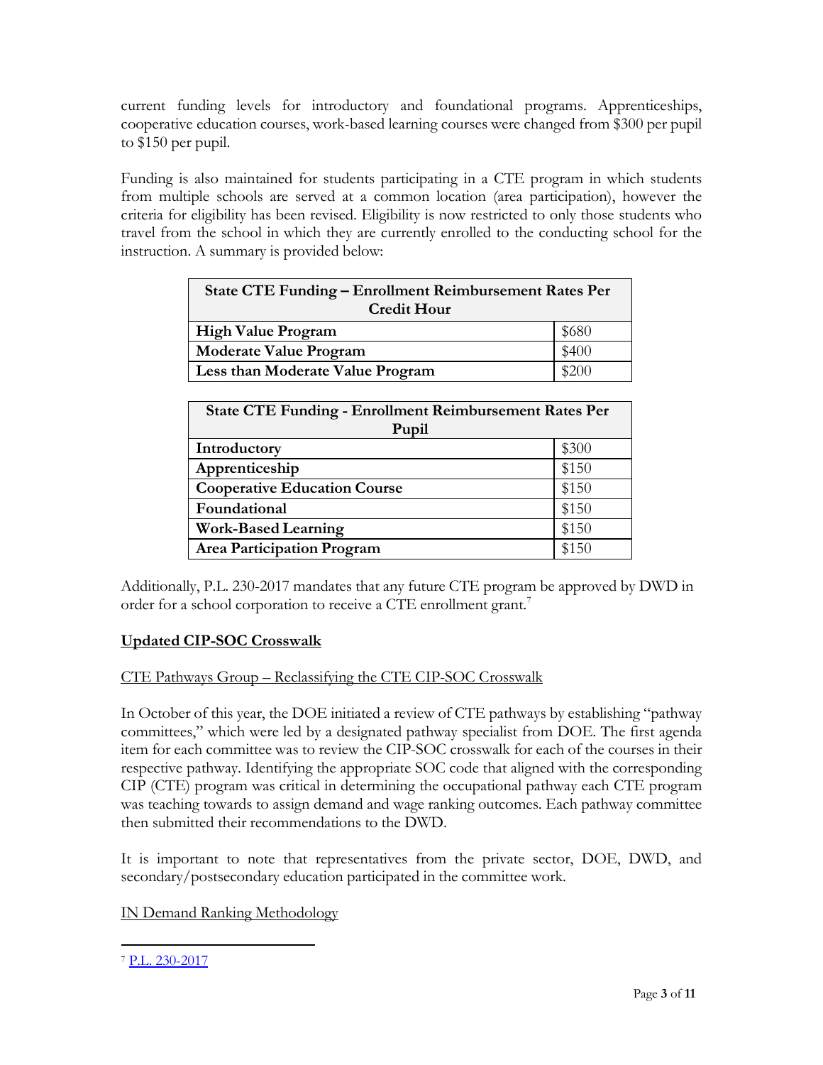current funding levels for introductory and foundational programs. Apprenticeships, cooperative education courses, work-based learning courses were changed from $300 per pupil to $150 per pupil.

Funding is also maintained for students participating in a CTE program in which students from multiple schools are served at a common location (area participation), however the criteria for eligibility has been revised. Eligibility is now restricted to only those students who travel from the school in which they are currently enrolled to the conducting school for the instruction. A summary is provided below:

| State CTE Funding – Enrollment Reimbursement Rates Per Credit Hour | |
|---|---|
| **High Value Program** | $680 |
| **Moderate Value Program** | $400 |
| **Less than Moderate Value Program** | $200 |

| State CTE Funding - Enrollment Reimbursement Rates Per Pupil | |
|---|---|
| **Introductory** | $300 |
| **Apprenticeship** | $150 |
| **Cooperative Education Course** | $150 |
| **Foundational** | $150 |
| **Work-Based Learning** | $150 |
| **Area Participation Program** | $150 |

Additionally, P.L. 230-2017 mandates that any future CTE program be approved by DWD in order for a school corporation to receive a CTE enrollment grant.[7]

## Updated CIP-SOC Crosswalk

### CTE Pathways Group – Reclassifying the CTE CIP-SOC Crosswalk

In October of this year, the DOE initiated a review of CTE pathways by establishing "pathway committees," which were led by a designated pathway specialist from DOE. The first agenda item for each committee was to review the CIP-SOC crosswalk for each of the courses in their respective pathway. Identifying the appropriate SOC code that aligned with the corresponding CIP (CTE) program was critical in determining the occupational pathway each CTE program was teaching towards to assign demand and wage ranking outcomes. Each pathway committee then submitted their recommendations to the DWD.

It is important to note that representatives from the private sector, DOE, DWD, and secondary/postsecondary education participated in the committee work.

### IN Demand Ranking Methodology

[7] P.L. 230-2017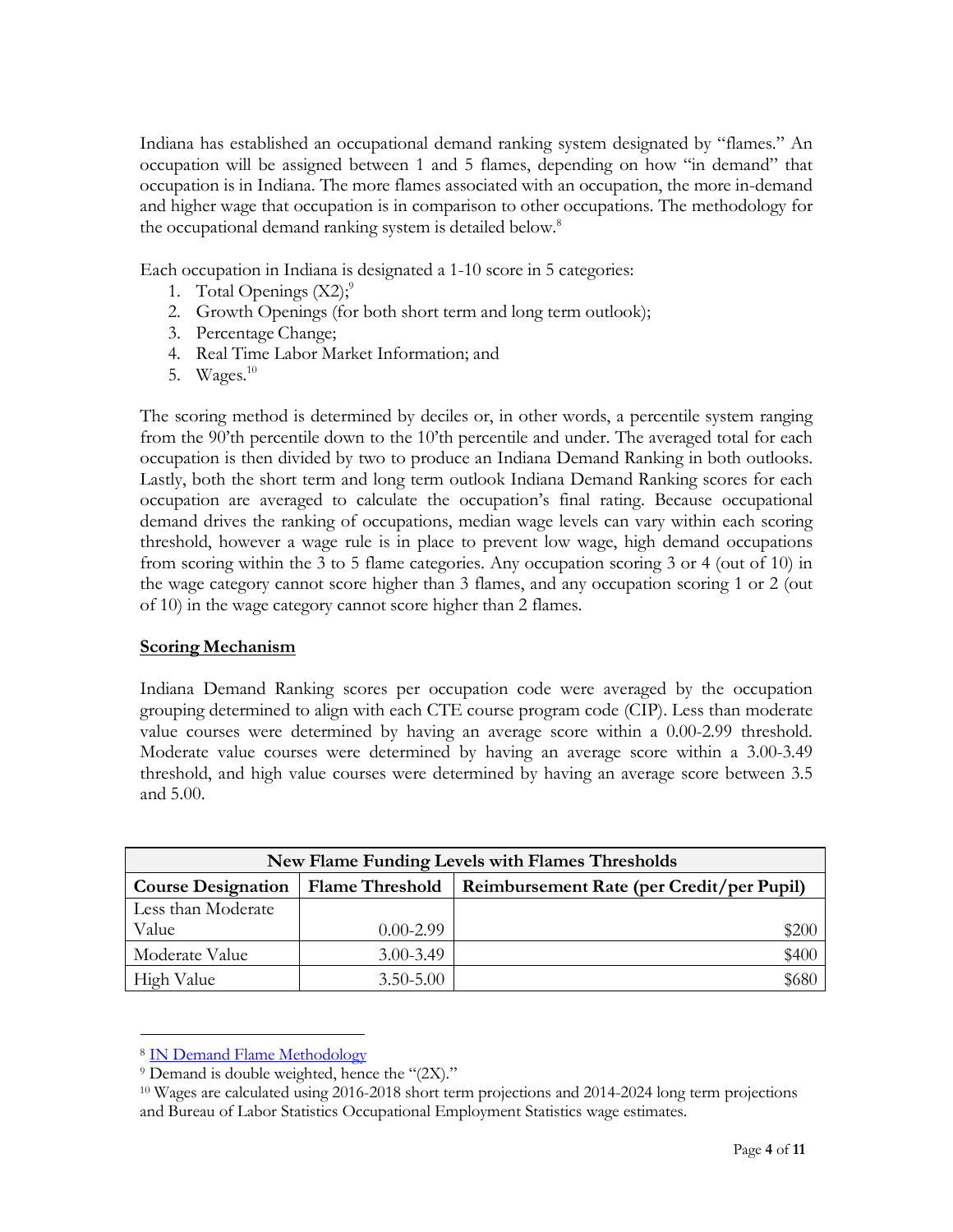Indiana has established an occupational demand ranking system designated by "flames." An occupation will be assigned between 1 and 5 flames, depending on how "in demand" that occupation is in Indiana. The more flames associated with an occupation, the more in-demand and higher wage that occupation is in comparison to other occupations. The methodology for the occupational demand ranking system is detailed below.[8]

Each occupation in Indiana is designated a 1-10 score in 5 categories:

1. Total Openings (X2);[9]
2. Growth Openings (for both short term and long term outlook);
3. Percentage Change;
4. Real Time Labor Market Information; and
5. Wages.[10]

The scoring method is determined by deciles or, in other words, a percentile system ranging from the 90'th percentile down to the 10'th percentile and under. The averaged total for each occupation is then divided by two to produce an Indiana Demand Ranking in both outlooks. Lastly, both the short term and long term outlook Indiana Demand Ranking scores for each occupation are averaged to calculate the occupation's final rating. Because occupational demand drives the ranking of occupations, median wage levels can vary within each scoring threshold, however a wage rule is in place to prevent low wage, high demand occupations from scoring within the 3 to 5 flame categories. Any occupation scoring 3 or 4 (out of 10) in the wage category cannot score higher than 3 flames, and any occupation scoring 1 or 2 (out of 10) in the wage category cannot score higher than 2 flames.

## Scoring Mechanism

Indiana Demand Ranking scores per occupation code were averaged by the occupation grouping determined to align with each CTE course program code (CIP). Less than moderate value courses were determined by having an average score within a 0.00-2.99 threshold. Moderate value courses were determined by having an average score within a 3.00-3.49 threshold, and high value courses were determined by having an average score between 3.5 and 5.00.

| New Flame Funding Levels with Flames Thresholds | | |
|---|---|---|
| **Course Designation** | **Flame Threshold** | **Reimbursement Rate (per Credit/per Pupil)** |
| Less than Moderate Value | 0.00-2.99 | $200 |
| Moderate Value | 3.00-3.49 | $400 |
| High Value | 3.50-5.00 | $680 |

[8] IN Demand Flame Methodology

[9] Demand is double weighted, hence the "(2X)."

[10] Wages are calculated using 2016-2018 short term projections and 2014-2024 long term projections and Bureau of Labor Statistics Occupational Employment Statistics wage estimates.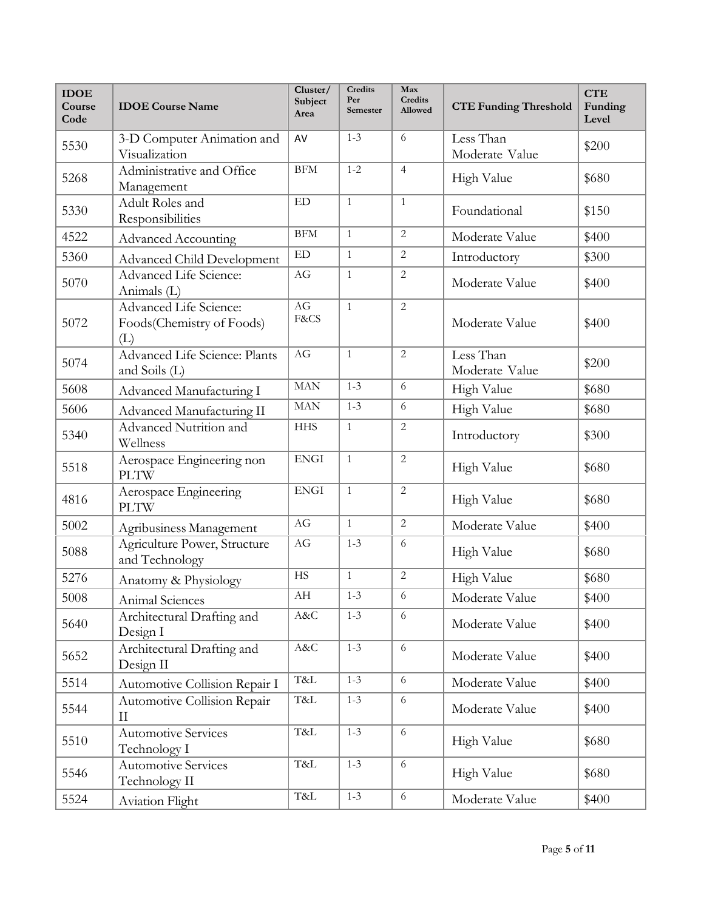| IDOE Course Code | IDOE Course Name | Cluster/ Subject Area | Credits Per Semester | Max Credits Allowed | CTE Funding Threshold | CTE Funding Level |
|---|---|---|---|---|---|---|
| 5530 | 3-D Computer Animation and Visualization | AV | 1-3 | 6 | Less Than Moderate Value | $200 |
| 5268 | Administrative and Office Management | BFM | 1-2 | 4 | High Value | $680 |
| 5330 | Adult Roles and Responsibilities | ED | 1 | 1 | Foundational | $150 |
| 4522 | Advanced Accounting | BFM | 1 | 2 | Moderate Value | $400 |
| 5360 | Advanced Child Development | ED | 1 | 2 | Introductory | $300 |
| 5070 | Advanced Life Science: Animals (L) | AG | 1 | 2 | Moderate Value | $400 |
| 5072 | Advanced Life Science: Foods(Chemistry of Foods) (L) | AG F&CS | 1 | 2 | Moderate Value | $400 |
| 5074 | Advanced Life Science: Plants and Soils (L) | AG | 1 | 2 | Less Than Moderate Value | $200 |
| 5608 | Advanced Manufacturing I | MAN | 1-3 | 6 | High Value | $680 |
| 5606 | Advanced Manufacturing II | MAN | 1-3 | 6 | High Value | $680 |
| 5340 | Advanced Nutrition and Wellness | HHS | 1 | 2 | Introductory | $300 |
| 5518 | Aerospace Engineering non PLTW | ENGI | 1 | 2 | High Value | $680 |
| 4816 | Aerospace Engineering PLTW | ENGI | 1 | 2 | High Value | $680 |
| 5002 | Agribusiness Management | AG | 1 | 2 | Moderate Value | $400 |
| 5088 | Agriculture Power, Structure and Technology | AG | 1-3 | 6 | High Value | $680 |
| 5276 | Anatomy & Physiology | HS | 1 | 2 | High Value | $680 |
| 5008 | Animal Sciences | AH | 1-3 | 6 | Moderate Value | $400 |
| 5640 | Architectural Drafting and Design I | A&C | 1-3 | 6 | Moderate Value | $400 |
| 5652 | Architectural Drafting and Design II | A&C | 1-3 | 6 | Moderate Value | $400 |
| 5514 | Automotive Collision Repair I | T&L | 1-3 | 6 | Moderate Value | $400 |
| 5544 | Automotive Collision Repair II | T&L | 1-3 | 6 | Moderate Value | $400 |
| 5510 | Automotive Services Technology I | T&L | 1-3 | 6 | High Value | $680 |
| 5546 | Automotive Services Technology II | T&L | 1-3 | 6 | High Value | $680 |
| 5524 | Aviation Flight | T&L | 1-3 | 6 | Moderate Value | $400 |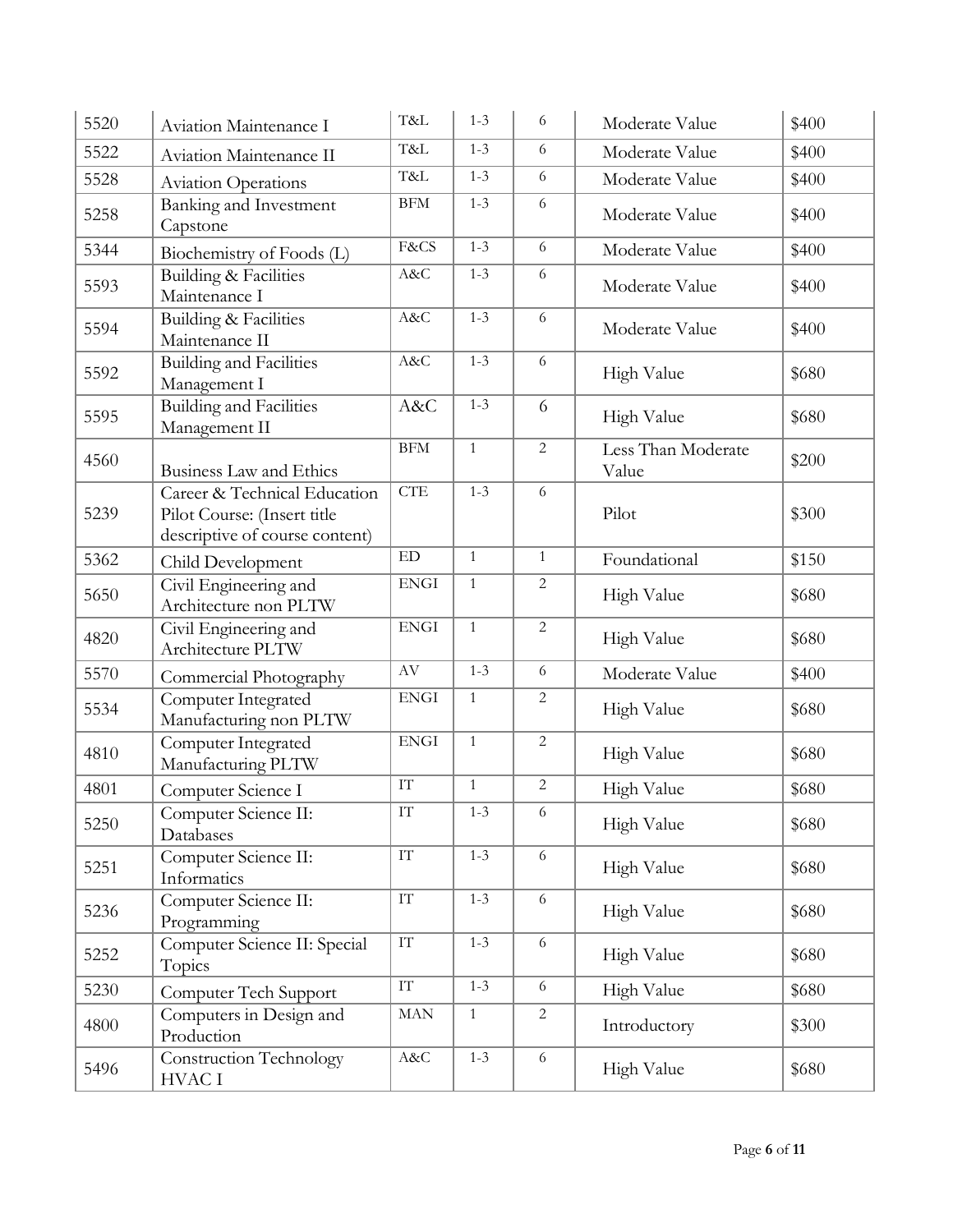| | | | | | | |
|---|---|---|---|---|---|---|
| 5520 | Aviation Maintenance I | T&L | 1-3 | 6 | Moderate Value | $400 |
| 5522 | Aviation Maintenance II | T&L | 1-3 | 6 | Moderate Value | $400 |
| 5528 | Aviation Operations | T&L | 1-3 | 6 | Moderate Value | $400 |
| 5258 | Banking and Investment Capstone | BFM | 1-3 | 6 | Moderate Value | $400 |
| 5344 | Biochemistry of Foods (L) | F&CS | 1-3 | 6 | Moderate Value | $400 |
| 5593 | Building & Facilities Maintenance I | A&C | 1-3 | 6 | Moderate Value | $400 |
| 5594 | Building & Facilities Maintenance II | A&C | 1-3 | 6 | Moderate Value | $400 |
| 5592 | Building and Facilities Management I | A&C | 1-3 | 6 | High Value | $680 |
| 5595 | Building and Facilities Management II | A&C | 1-3 | 6 | High Value | $680 |
| 4560 | Business Law and Ethics | BFM | 1 | 2 | Less Than Moderate Value | $200 |
| 5239 | Career & Technical Education Pilot Course: (Insert title descriptive of course content) | CTE | 1-3 | 6 | Pilot | $300 |
| 5362 | Child Development | ED | 1 | 1 | Foundational | $150 |
| 5650 | Civil Engineering and Architecture non PLTW | ENGI | 1 | 2 | High Value | $680 |
| 4820 | Civil Engineering and Architecture PLTW | ENGI | 1 | 2 | High Value | $680 |
| 5570 | Commercial Photography | AV | 1-3 | 6 | Moderate Value | $400 |
| 5534 | Computer Integrated Manufacturing non PLTW | ENGI | 1 | 2 | High Value | $680 |
| 4810 | Computer Integrated Manufacturing PLTW | ENGI | 1 | 2 | High Value | $680 |
| 4801 | Computer Science I | IT | 1 | 2 | High Value | $680 |
| 5250 | Computer Science II: Databases | IT | 1-3 | 6 | High Value | $680 |
| 5251 | Computer Science II: Informatics | IT | 1-3 | 6 | High Value | $680 |
| 5236 | Computer Science II: Programming | IT | 1-3 | 6 | High Value | $680 |
| 5252 | Computer Science II: Special Topics | IT | 1-3 | 6 | High Value | $680 |
| 5230 | Computer Tech Support | IT | 1-3 | 6 | High Value | $680 |
| 4800 | Computers in Design and Production | MAN | 1 | 2 | Introductory | $300 |
| 5496 | Construction Technology HVAC I | A&C | 1-3 | 6 | High Value | $680 |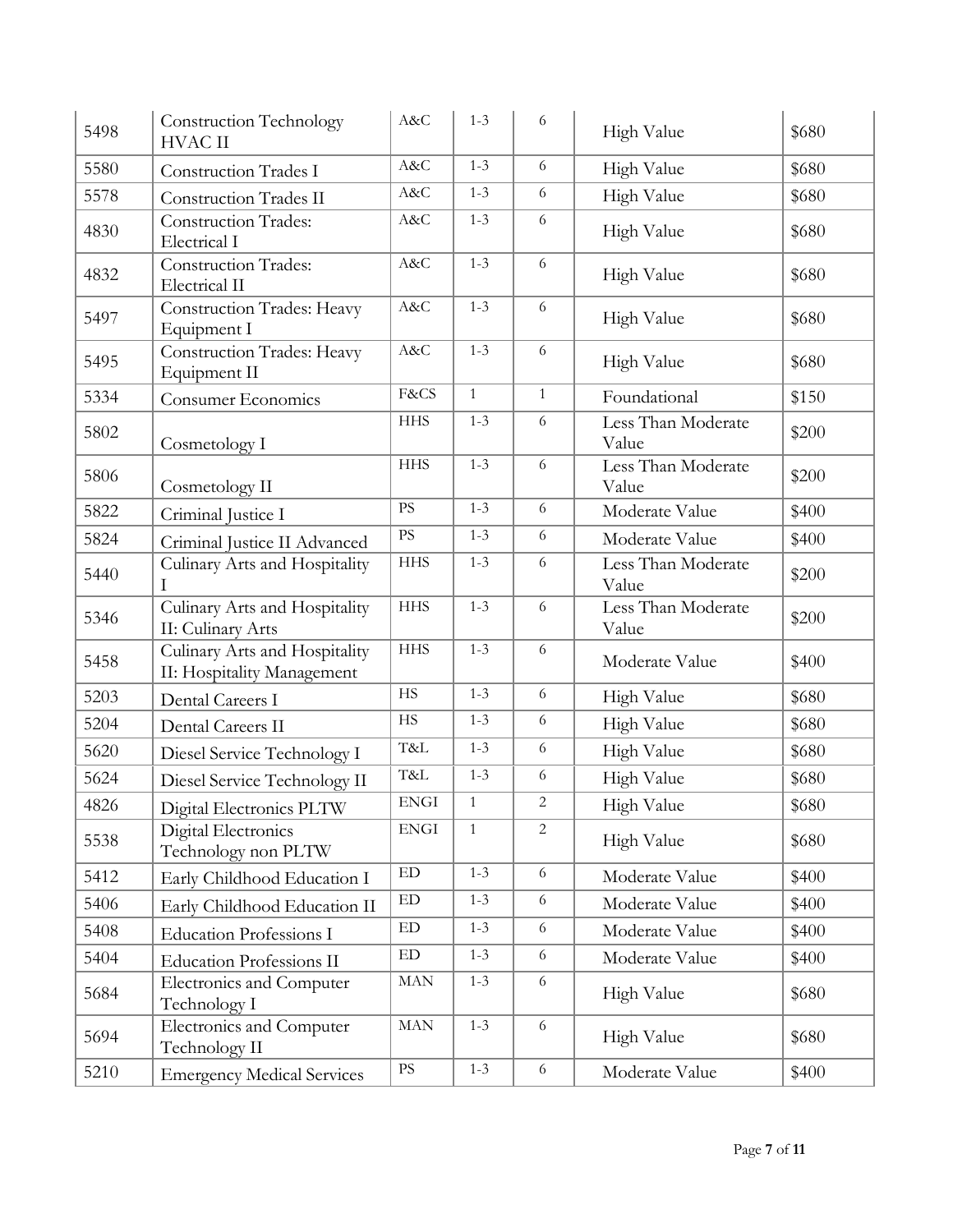| | | | | | | |
|---|---|---|---|---|---|---|
| 5498 | Construction Technology HVAC II | A&C | 1-3 | 6 | High Value | $680 |
| 5580 | Construction Trades I | A&C | 1-3 | 6 | High Value | $680 |
| 5578 | Construction Trades II | A&C | 1-3 | 6 | High Value | $680 |
| 4830 | Construction Trades: Electrical I | A&C | 1-3 | 6 | High Value | $680 |
| 4832 | Construction Trades: Electrical II | A&C | 1-3 | 6 | High Value | $680 |
| 5497 | Construction Trades: Heavy Equipment I | A&C | 1-3 | 6 | High Value | $680 |
| 5495 | Construction Trades: Heavy Equipment II | A&C | 1-3 | 6 | High Value | $680 |
| 5334 | Consumer Economics | F&CS | 1 | 1 | Foundational | $150 |
| 5802 | Cosmetology I | HHS | 1-3 | 6 | Less Than Moderate Value | $200 |
| 5806 | Cosmetology II | HHS | 1-3 | 6 | Less Than Moderate Value | $200 |
| 5822 | Criminal Justice I | PS | 1-3 | 6 | Moderate Value | $400 |
| 5824 | Criminal Justice II Advanced | PS | 1-3 | 6 | Moderate Value | $400 |
| 5440 | Culinary Arts and Hospitality I | HHS | 1-3 | 6 | Less Than Moderate Value | $200 |
| 5346 | Culinary Arts and Hospitality II: Culinary Arts | HHS | 1-3 | 6 | Less Than Moderate Value | $200 |
| 5458 | Culinary Arts and Hospitality II: Hospitality Management | HHS | 1-3 | 6 | Moderate Value | $400 |
| 5203 | Dental Careers I | HS | 1-3 | 6 | High Value | $680 |
| 5204 | Dental Careers II | HS | 1-3 | 6 | High Value | $680 |
| 5620 | Diesel Service Technology I | T&L | 1-3 | 6 | High Value | $680 |
| 5624 | Diesel Service Technology II | T&L | 1-3 | 6 | High Value | $680 |
| 4826 | Digital Electronics PLTW | ENGI | 1 | 2 | High Value | $680 |
| 5538 | Digital Electronics Technology non PLTW | ENGI | 1 | 2 | High Value | $680 |
| 5412 | Early Childhood Education I | ED | 1-3 | 6 | Moderate Value | $400 |
| 5406 | Early Childhood Education II | ED | 1-3 | 6 | Moderate Value | $400 |
| 5408 | Education Professions I | ED | 1-3 | 6 | Moderate Value | $400 |
| 5404 | Education Professions II | ED | 1-3 | 6 | Moderate Value | $400 |
| 5684 | Electronics and Computer Technology I | MAN | 1-3 | 6 | High Value | $680 |
| 5694 | Electronics and Computer Technology II | MAN | 1-3 | 6 | High Value | $680 |
| 5210 | Emergency Medical Services | PS | 1-3 | 6 | Moderate Value | $400 |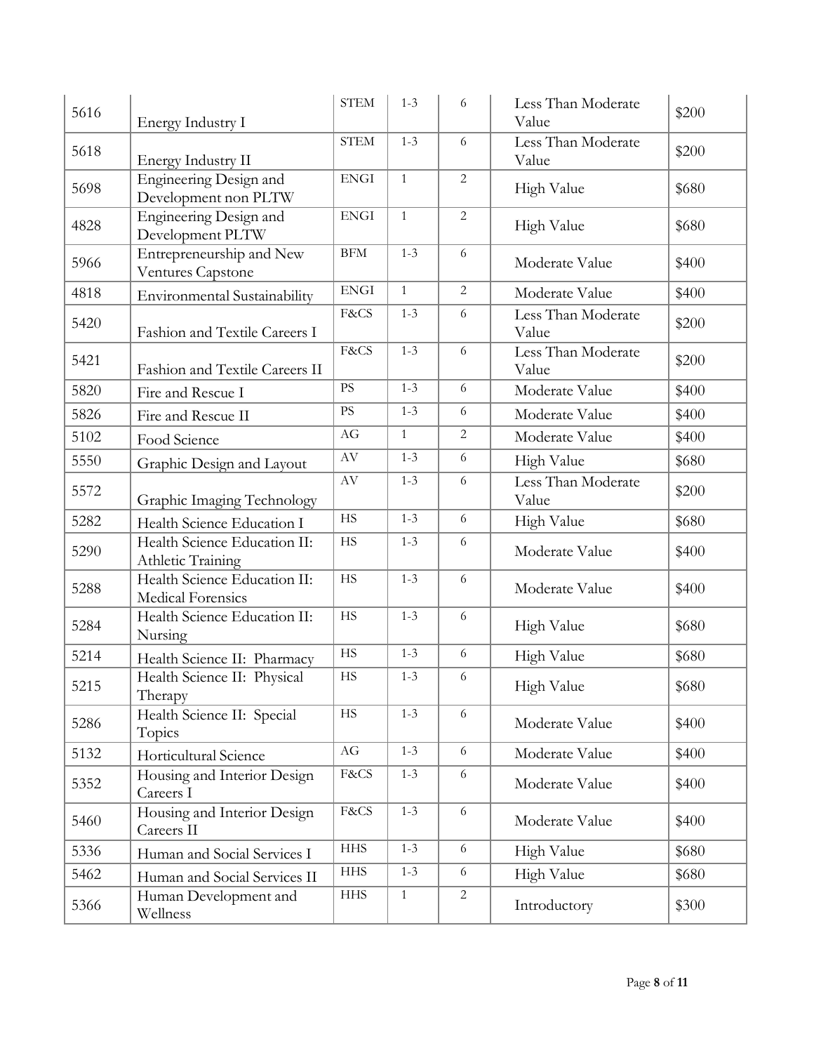| | | | | | | |
|---|---|---|---|---|---|---|
| 5616 | Energy Industry I | STEM | 1-3 | 6 | Less Than Moderate Value | $200 |
| 5618 | Energy Industry II | STEM | 1-3 | 6 | Less Than Moderate Value | $200 |
| 5698 | Engineering Design and Development non PLTW | ENGI | 1 | 2 | High Value | $680 |
| 4828 | Engineering Design and Development PLTW | ENGI | 1 | 2 | High Value | $680 |
| 5966 | Entrepreneurship and New Ventures Capstone | BFM | 1-3 | 6 | Moderate Value | $400 |
| 4818 | Environmental Sustainability | ENGI | 1 | 2 | Moderate Value | $400 |
| 5420 | Fashion and Textile Careers I | F&CS | 1-3 | 6 | Less Than Moderate Value | $200 |
| 5421 | Fashion and Textile Careers II | F&CS | 1-3 | 6 | Less Than Moderate Value | $200 |
| 5820 | Fire and Rescue I | PS | 1-3 | 6 | Moderate Value | $400 |
| 5826 | Fire and Rescue II | PS | 1-3 | 6 | Moderate Value | $400 |
| 5102 | Food Science | AG | 1 | 2 | Moderate Value | $400 |
| 5550 | Graphic Design and Layout | AV | 1-3 | 6 | High Value | $680 |
| 5572 | Graphic Imaging Technology | AV | 1-3 | 6 | Less Than Moderate Value | $200 |
| 5282 | Health Science Education I | HS | 1-3 | 6 | High Value | $680 |
| 5290 | Health Science Education II: Athletic Training | HS | 1-3 | 6 | Moderate Value | $400 |
| 5288 | Health Science Education II: Medical Forensics | HS | 1-3 | 6 | Moderate Value | $400 |
| 5284 | Health Science Education II: Nursing | HS | 1-3 | 6 | High Value | $680 |
| 5214 | Health Science II: Pharmacy | HS | 1-3 | 6 | High Value | $680 |
| 5215 | Health Science II: Physical Therapy | HS | 1-3 | 6 | High Value | $680 |
| 5286 | Health Science II: Special Topics | HS | 1-3 | 6 | Moderate Value | $400 |
| 5132 | Horticultural Science | AG | 1-3 | 6 | Moderate Value | $400 |
| 5352 | Housing and Interior Design Careers I | F&CS | 1-3 | 6 | Moderate Value | $400 |
| 5460 | Housing and Interior Design Careers II | F&CS | 1-3 | 6 | Moderate Value | $400 |
| 5336 | Human and Social Services I | HHS | 1-3 | 6 | High Value | $680 |
| 5462 | Human and Social Services II | HHS | 1-3 | 6 | High Value | $680 |
| 5366 | Human Development and Wellness | HHS | 1 | 2 | Introductory | $300 |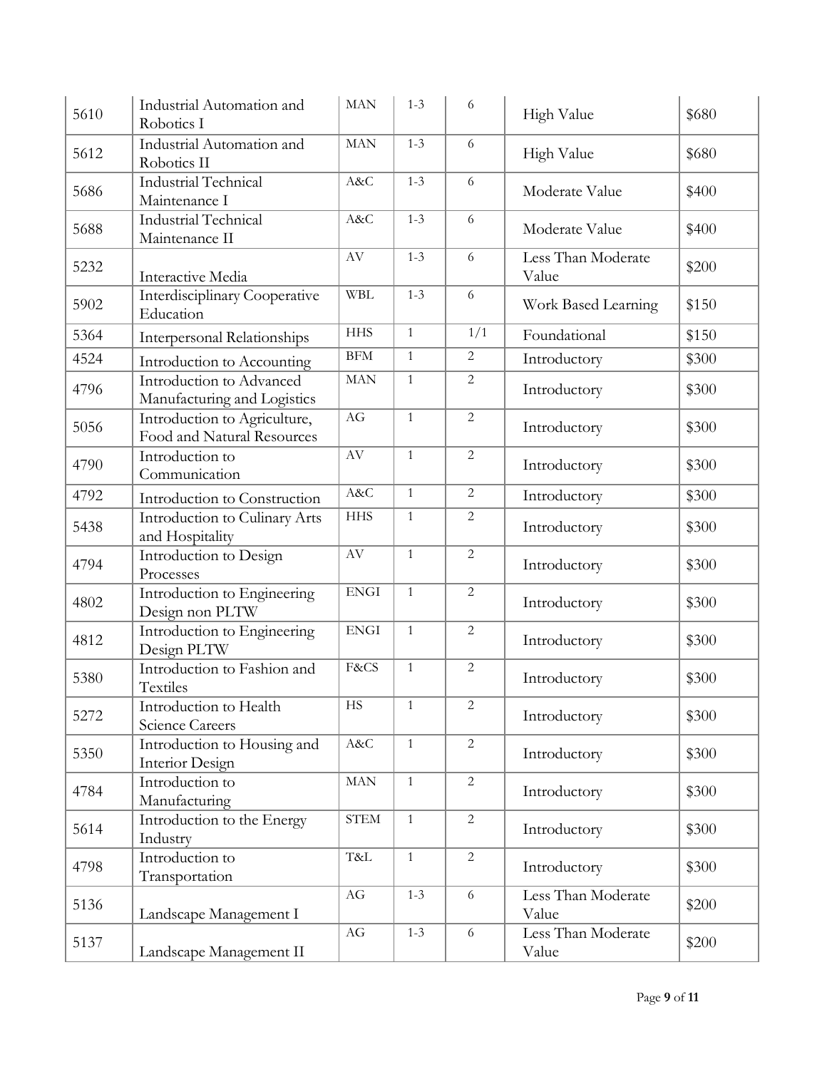| 5610 | Industrial Automation and Robotics I | MAN | 1-3 | 6 | High Value | $680 |
|---|---|---|---|---|---|---|
| 5612 | Industrial Automation and Robotics II | MAN | 1-3 | 6 | High Value | $680 |
| 5686 | Industrial Technical Maintenance I | A&C | 1-3 | 6 | Moderate Value | $400 |
| 5688 | Industrial Technical Maintenance II | A&C | 1-3 | 6 | Moderate Value | $400 |
| 5232 | Interactive Media | AV | 1-3 | 6 | Less Than Moderate Value | $200 |
| 5902 | Interdisciplinary Cooperative Education | WBL | 1-3 | 6 | Work Based Learning | $150 |
| 5364 | Interpersonal Relationships | HHS | 1 | 1/1 | Foundational | $150 |
| 4524 | Introduction to Accounting | BFM | 1 | 2 | Introductory | $300 |
| 4796 | Introduction to Advanced Manufacturing and Logistics | MAN | 1 | 2 | Introductory | $300 |
| 5056 | Introduction to Agriculture, Food and Natural Resources | AG | 1 | 2 | Introductory | $300 |
| 4790 | Introduction to Communication | AV | 1 | 2 | Introductory | $300 |
| 4792 | Introduction to Construction | A&C | 1 | 2 | Introductory | $300 |
| 5438 | Introduction to Culinary Arts and Hospitality | HHS | 1 | 2 | Introductory | $300 |
| 4794 | Introduction to Design Processes | AV | 1 | 2 | Introductory | $300 |
| 4802 | Introduction to Engineering Design non PLTW | ENGI | 1 | 2 | Introductory | $300 |
| 4812 | Introduction to Engineering Design PLTW | ENGI | 1 | 2 | Introductory | $300 |
| 5380 | Introduction to Fashion and Textiles | F&CS | 1 | 2 | Introductory | $300 |
| 5272 | Introduction to Health Science Careers | HS | 1 | 2 | Introductory | $300 |
| 5350 | Introduction to Housing and Interior Design | A&C | 1 | 2 | Introductory | $300 |
| 4784 | Introduction to Manufacturing | MAN | 1 | 2 | Introductory | $300 |
| 5614 | Introduction to the Energy Industry | STEM | 1 | 2 | Introductory | $300 |
| 4798 | Introduction to Transportation | T&L | 1 | 2 | Introductory | $300 |
| 5136 | Landscape Management I | AG | 1-3 | 6 | Less Than Moderate Value | $200 |
| 5137 | Landscape Management II | AG | 1-3 | 6 | Less Than Moderate Value | $200 |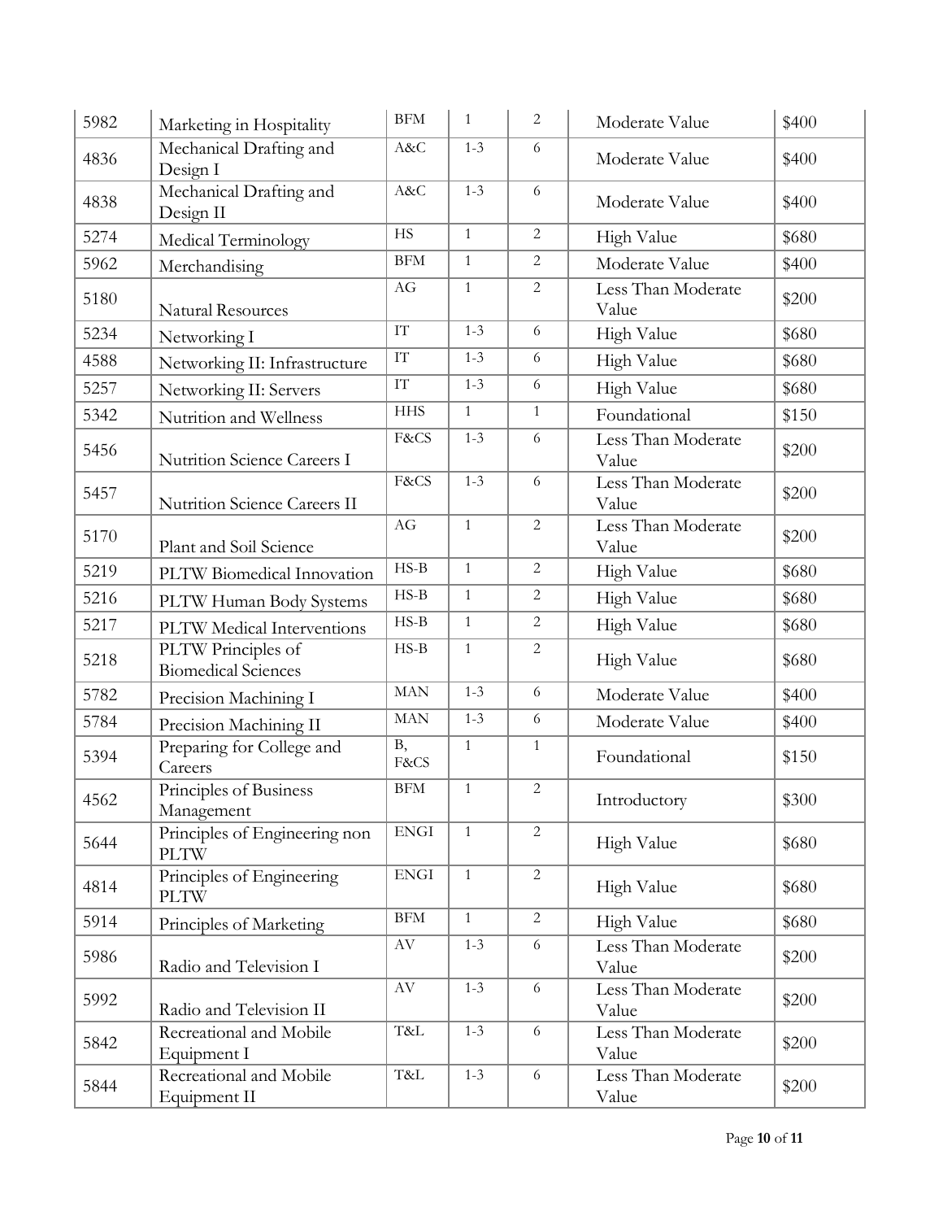| | | | | | | |
|---|---|---|---|---|---|---|
| 5982 | Marketing in Hospitality | BFM | 1 | 2 | Moderate Value | $400 |
| 4836 | Mechanical Drafting and Design I | A&C | 1-3 | 6 | Moderate Value | $400 |
| 4838 | Mechanical Drafting and Design II | A&C | 1-3 | 6 | Moderate Value | $400 |
| 5274 | Medical Terminology | HS | 1 | 2 | High Value | $680 |
| 5962 | Merchandising | BFM | 1 | 2 | Moderate Value | $400 |
| 5180 | Natural Resources | AG | 1 | 2 | Less Than Moderate Value | $200 |
| 5234 | Networking I | IT | 1-3 | 6 | High Value | $680 |
| 4588 | Networking II: Infrastructure | IT | 1-3 | 6 | High Value | $680 |
| 5257 | Networking II: Servers | IT | 1-3 | 6 | High Value | $680 |
| 5342 | Nutrition and Wellness | HHS | 1 | 1 | Foundational | $150 |
| 5456 | Nutrition Science Careers I | F&CS | 1-3 | 6 | Less Than Moderate Value | $200 |
| 5457 | Nutrition Science Careers II | F&CS | 1-3 | 6 | Less Than Moderate Value | $200 |
| 5170 | Plant and Soil Science | AG | 1 | 2 | Less Than Moderate Value | $200 |
| 5219 | PLTW Biomedical Innovation | HS-B | 1 | 2 | High Value | $680 |
| 5216 | PLTW Human Body Systems | HS-B | 1 | 2 | High Value | $680 |
| 5217 | PLTW Medical Interventions | HS-B | 1 | 2 | High Value | $680 |
| 5218 | PLTW Principles of Biomedical Sciences | HS-B | 1 | 2 | High Value | $680 |
| 5782 | Precision Machining I | MAN | 1-3 | 6 | Moderate Value | $400 |
| 5784 | Precision Machining II | MAN | 1-3 | 6 | Moderate Value | $400 |
| 5394 | Preparing for College and Careers | B, F&CS | 1 | 1 | Foundational | $150 |
| 4562 | Principles of Business Management | BFM | 1 | 2 | Introductory | $300 |
| 5644 | Principles of Engineering non PLTW | ENGI | 1 | 2 | High Value | $680 |
| 4814 | Principles of Engineering PLTW | ENGI | 1 | 2 | High Value | $680 |
| 5914 | Principles of Marketing | BFM | 1 | 2 | High Value | $680 |
| 5986 | Radio and Television I | AV | 1-3 | 6 | Less Than Moderate Value | $200 |
| 5992 | Radio and Television II | AV | 1-3 | 6 | Less Than Moderate Value | $200 |
| 5842 | Recreational and Mobile Equipment I | T&L | 1-3 | 6 | Less Than Moderate Value | $200 |
| 5844 | Recreational and Mobile Equipment II | T&L | 1-3 | 6 | Less Than Moderate Value | $200 |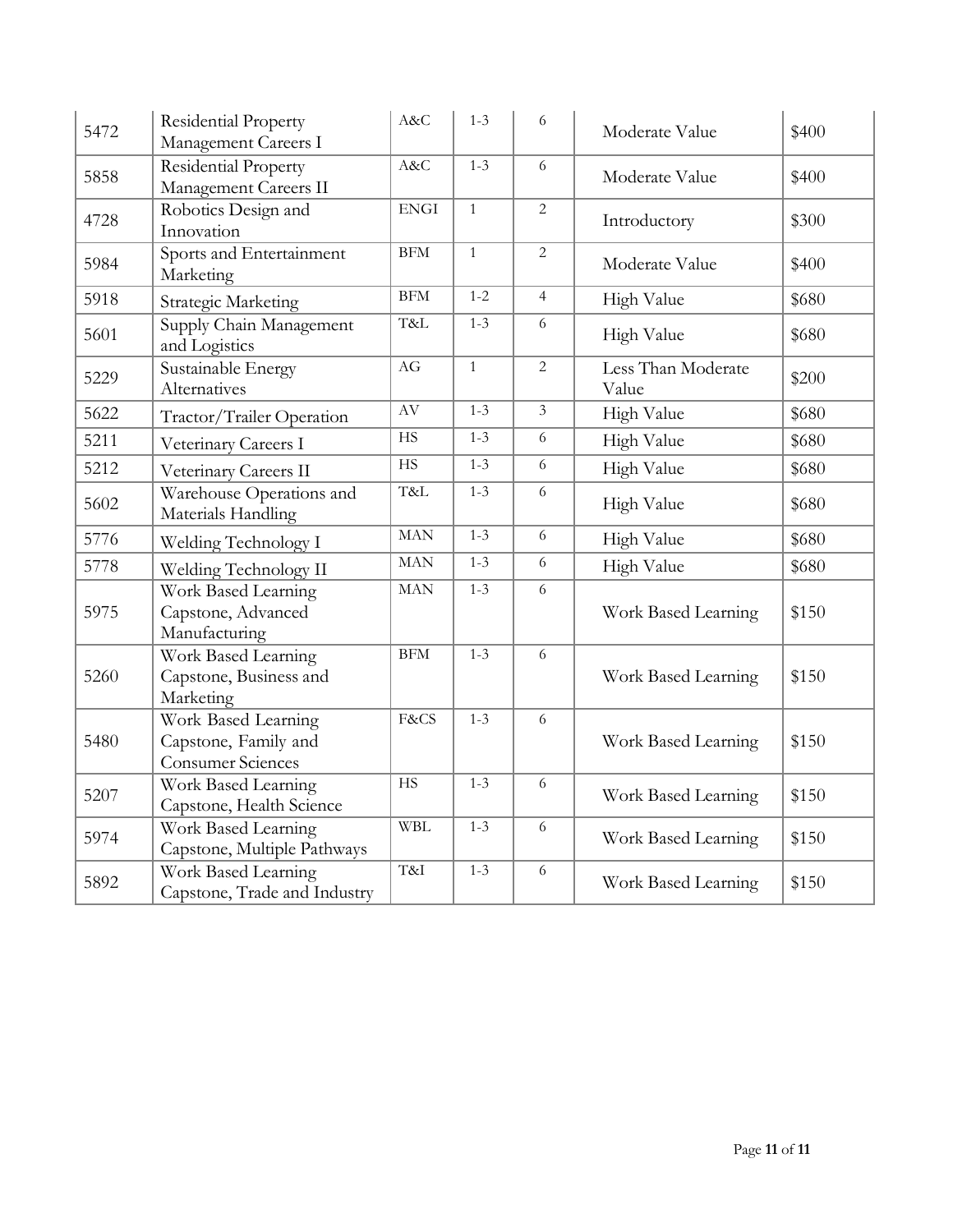| | | | | | | |
|---|---|---|---|---|---|---|
| 5472 | Residential Property Management Careers I | A&C | 1-3 | 6 | Moderate Value | $400 |
| 5858 | Residential Property Management Careers II | A&C | 1-3 | 6 | Moderate Value | $400 |
| 4728 | Robotics Design and Innovation | ENGI | 1 | 2 | Introductory | $300 |
| 5984 | Sports and Entertainment Marketing | BFM | 1 | 2 | Moderate Value | $400 |
| 5918 | Strategic Marketing | BFM | 1-2 | 4 | High Value | $680 |
| 5601 | Supply Chain Management and Logistics | T&L | 1-3 | 6 | High Value | $680 |
| 5229 | Sustainable Energy Alternatives | AG | 1 | 2 | Less Than Moderate Value | $200 |
| 5622 | Tractor/Trailer Operation | AV | 1-3 | 3 | High Value | $680 |
| 5211 | Veterinary Careers I | HS | 1-3 | 6 | High Value | $680 |
| 5212 | Veterinary Careers II | HS | 1-3 | 6 | High Value | $680 |
| 5602 | Warehouse Operations and Materials Handling | T&L | 1-3 | 6 | High Value | $680 |
| 5776 | Welding Technology I | MAN | 1-3 | 6 | High Value | $680 |
| 5778 | Welding Technology II | MAN | 1-3 | 6 | High Value | $680 |
| 5975 | Work Based Learning Capstone, Advanced Manufacturing | MAN | 1-3 | 6 | Work Based Learning | $150 |
| 5260 | Work Based Learning Capstone, Business and Marketing | BFM | 1-3 | 6 | Work Based Learning | $150 |
| 5480 | Work Based Learning Capstone, Family and Consumer Sciences | F&CS | 1-3 | 6 | Work Based Learning | $150 |
| 5207 | Work Based Learning Capstone, Health Science | HS | 1-3 | 6 | Work Based Learning | $150 |
| 5974 | Work Based Learning Capstone, Multiple Pathways | WBL | 1-3 | 6 | Work Based Learning | $150 |
| 5892 | Work Based Learning Capstone, Trade and Industry | T&I | 1-3 | 6 | Work Based Learning | $150 |